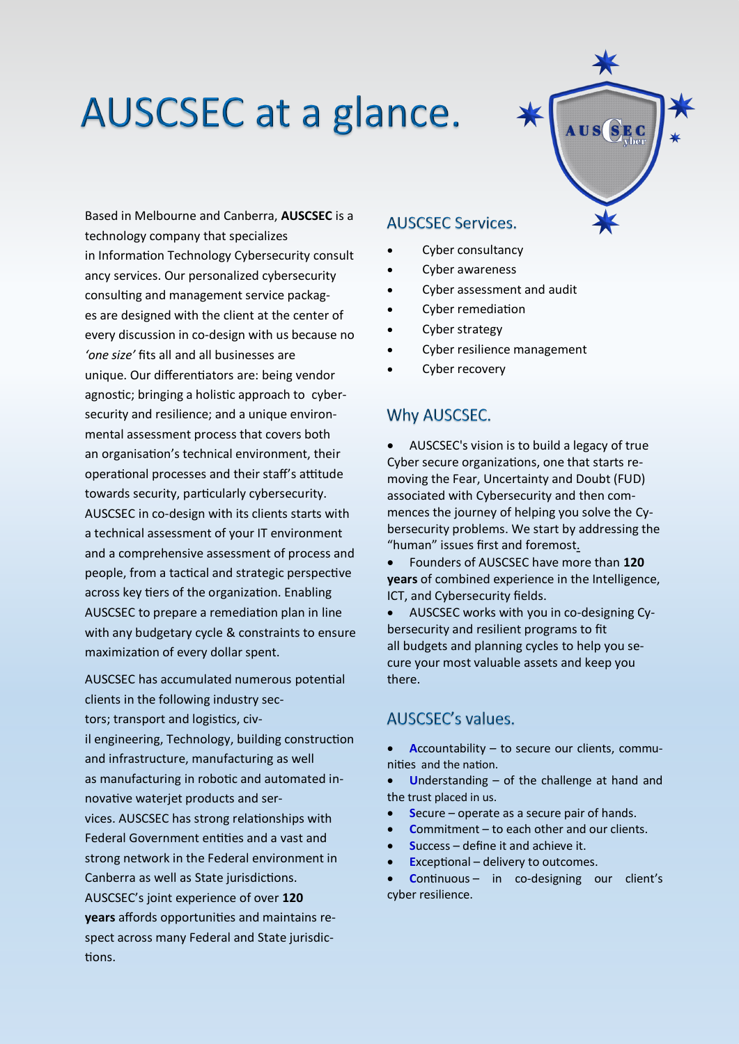# AUSCSEC at a glance.

Based in Melbourne and Canberra, **AUSCSEC** is a technology company that specializes in Information Technology Cybersecurity consultancy services. Our personalized cybersecurity consulting and management service packages are designed with the client at the center of every discussion in co-design with us because no *'one size'* fits all and all businesses are unique. Our differentiators are: being vendor agnostic; bringing a holistic approach to cybersecurity and resilience; and a unique environmental assessment process that covers both an organisation's technical environment, their operational processes and their staff's attitude towards security, particularly cybersecurity. AUSCSEC in co-design with its clients starts with a technical assessment of your IT environment and a comprehensive assessment of process and people, from a tactical and strategic perspective across key tiers of the organization. Enabling AUSCSEC to prepare a remediation plan in line with any budgetary cycle & constraints to ensure maximization of every dollar spent.

AUSCSEC has accumulated numerous potential clients in the following industry sectors; transport and logistics, civil engineering, Technology, building construction and infrastructure, manufacturing as well as manufacturing in robotic and automated innovative waterjet products and services. AUSCSEC has strong relationships with Federal Government entities and a vast and strong network in the Federal environment in Canberra as well as State jurisdictions. AUSCSEC's joint experience of over **120 years** affords opportunities and maintains respect across many Federal and State jurisdictions.

## AUSCSEC Services.

- Cyber consultancy
- Cyber awareness
- Cyber assessment and audit
- Cyber remediation
- Cyber strategy
- Cyber resilience management
- Cyber recovery

## Why AUSCSEC.

- AUSCSEC's vision is to build a legacy of true Cyber secure organizations, one that starts removing the Fear, Uncertainty and Doubt (FUD) associated with Cybersecurity and then commences the journey of helping you solve the Cybersecurity problems. We start by addressing the "human" issues first and foremost.
- Founders of AUSCSEC have more than **120 years** of combined experience in the Intelligence, ICT, and Cybersecurity fields.
- AUSCSEC works with you in co-designing Cybersecurity and resilient programs to fit all budgets and planning cycles to help you secure your most valuable assets and keep you there.

## AUSCSEC's values.

- **A**ccountability – to secure our clients, communities and the nation.
- **U**nderstanding – of the challenge at hand and the trust placed in us.
- **S**ecure – operate as a secure pair of hands.
- **C**ommitment – to each other and our clients.
- **S**uccess – define it and achieve it.
- **E**xceptional – delivery to outcomes.
- **C**ontinuous – in co-designing our client's cyber resilience.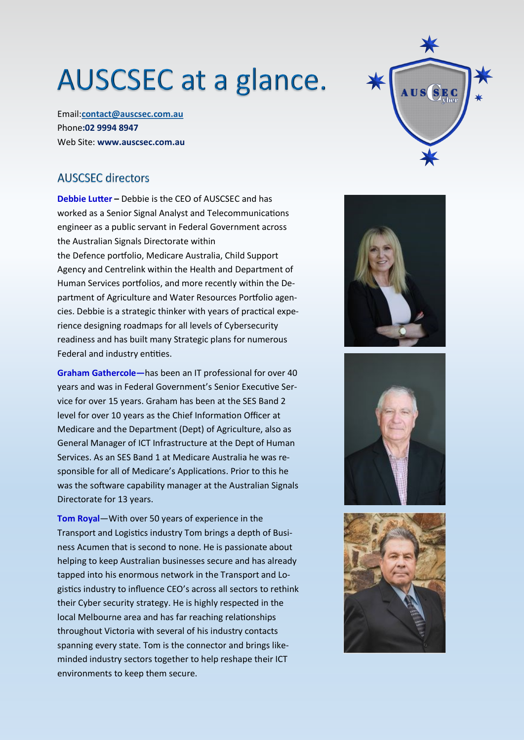# AUSCSEC at a glance.

Email:**contact@auscsec.com.au**
Phone:**02 9994 8947**
Web Site: **www.auscsec.com.au**

## AUSCSEC directors

**Debbie Lutter –** Debbie is the CEO of AUSCSEC and has worked as a Senior Signal Analyst and Telecommunications engineer as a public servant in Federal Government across the Australian Signals Directorate within the Defence portfolio, Medicare Australia, Child Support Agency and Centrelink within the Health and Department of Human Services portfolios, and more recently within the Department of Agriculture and Water Resources Portfolio agencies. Debbie is a strategic thinker with years of practical experience designing roadmaps for all levels of Cybersecurity readiness and has built many Strategic plans for numerous Federal and industry entities.

**Graham Gathercole—**has been an IT professional for over 40 years and was in Federal Government's Senior Executive Service for over 15 years. Graham has been at the SES Band 2 level for over 10 years as the Chief Information Officer at Medicare and the Department (Dept) of Agriculture, also as General Manager of ICT Infrastructure at the Dept of Human Services. As an SES Band 1 at Medicare Australia he was responsible for all of Medicare's Applications. Prior to this he was the software capability manager at the Australian Signals Directorate for 13 years.

**Tom Royal**—With over 50 years of experience in the Transport and Logistics industry Tom brings a depth of Business Acumen that is second to none. He is passionate about helping to keep Australian businesses secure and has already tapped into his enormous network in the Transport and Logistics industry to influence CEO's across all sectors to rethink their Cyber security strategy. He is highly respected in the local Melbourne area and has far reaching relationships throughout Victoria with several of his industry contacts spanning every state. Tom is the connector and brings like-minded industry sectors together to help reshape their ICT environments to keep them secure.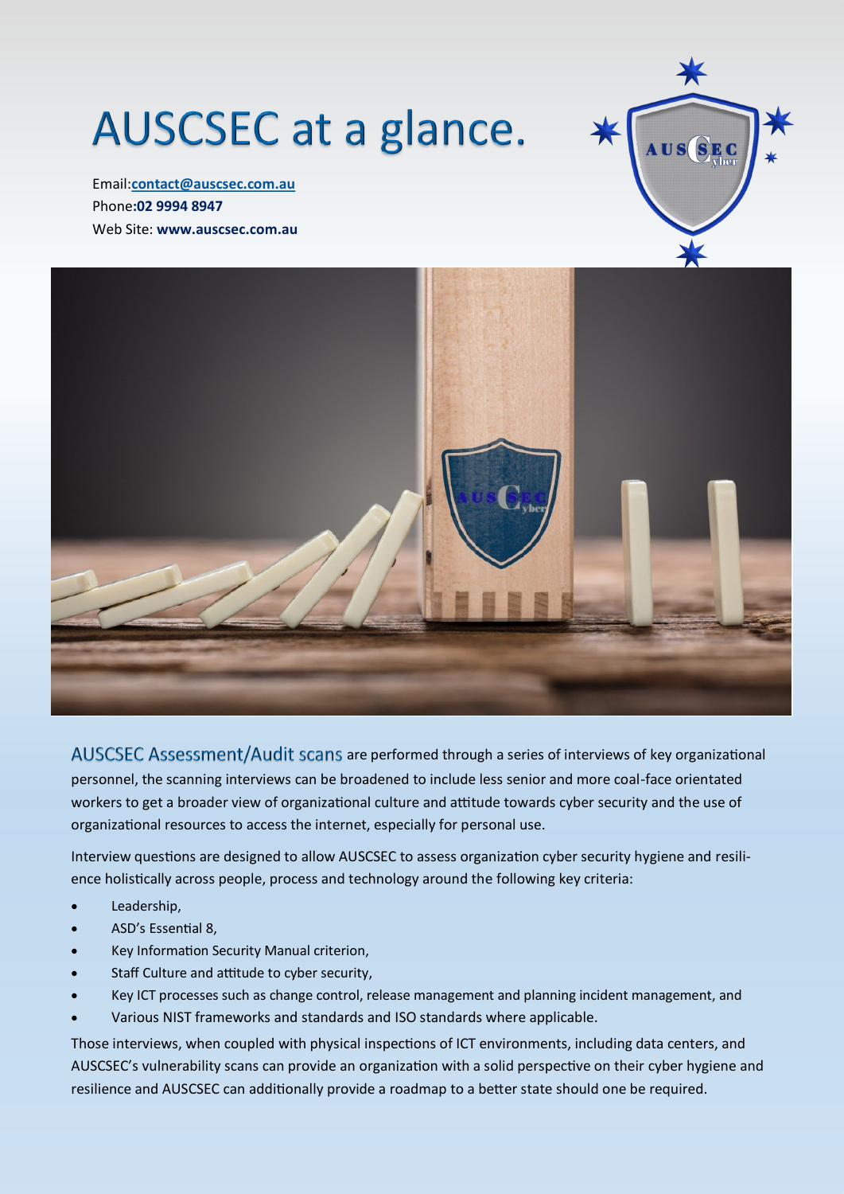# AUSCSEC at a glance.

Email:**contact@auscsec.com.au**
Phone:**02 9994 8947**
Web Site: **www.auscsec.com.au**

AUSCSEC Assessment/Audit scans are performed through a series of interviews of key organizational personnel, the scanning interviews can be broadened to include less senior and more coal-face orientated workers to get a broader view of organizational culture and attitude towards cyber security and the use of organizational resources to access the internet, especially for personal use.

Interview questions are designed to allow AUSCSEC to assess organization cyber security hygiene and resilience holistically across people, process and technology around the following key criteria:

- Leadership,
- ASD's Essential 8,
- Key Information Security Manual criterion,
- Staff Culture and attitude to cyber security,
- Key ICT processes such as change control, release management and planning incident management, and
- Various NIST frameworks and standards and ISO standards where applicable.

Those interviews, when coupled with physical inspections of ICT environments, including data centers, and AUSCSEC's vulnerability scans can provide an organization with a solid perspective on their cyber hygiene and resilience and AUSCSEC can additionally provide a roadmap to a better state should one be required.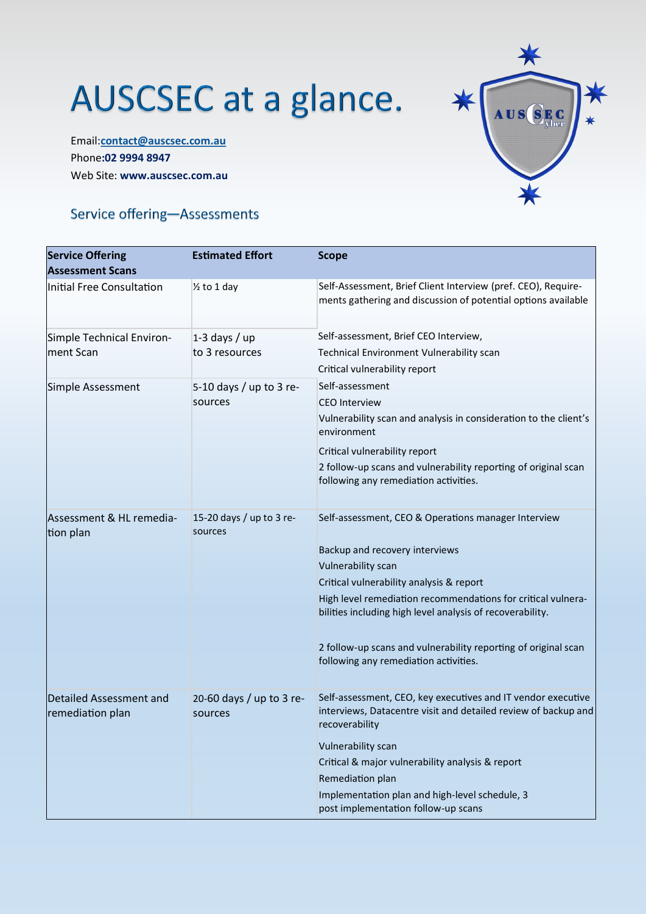# AUSCSEC at a glance.

Email:**contact@auscsec.com.au**
Phone:**02 9994 8947**
Web Site: **www.auscsec.com.au**

## Service offering—Assessments

| Service Offering Assessment Scans | Estimated Effort | Scope |
|---|---|---|
| Initial Free Consultation | ½ to 1 day | Self-Assessment, Brief Client Interview (pref. CEO), Requirements gathering and discussion of potential options available |
| Simple Technical Environment Scan | 1-3 days / up to 3 resources | Self-assessment, Brief CEO Interview,<br>Technical Environment Vulnerability scan<br>Critical vulnerability report |
| Simple Assessment | 5-10 days / up to 3 resources | Self-assessment<br>CEO Interview<br>Vulnerability scan and analysis in consideration to the client's environment<br>Critical vulnerability report<br>2 follow-up scans and vulnerability reporting of original scan following any remediation activities. |
| Assessment & HL remediation plan | 15-20 days / up to 3 resources | Self-assessment, CEO & Operations manager Interview<br>Backup and recovery interviews<br>Vulnerability scan<br>Critical vulnerability analysis & report<br>High level remediation recommendations for critical vulnerabilities including high level analysis of recoverability.<br>2 follow-up scans and vulnerability reporting of original scan following any remediation activities. |
| Detailed Assessment and remediation plan | 20-60 days / up to 3 resources | Self-assessment, CEO, key executives and IT vendor executive interviews, Datacentre visit and detailed review of backup and recoverability<br>Vulnerability scan<br>Critical & major vulnerability analysis & report<br>Remediation plan<br>Implementation plan and high-level schedule, 3 post implementation follow-up scans |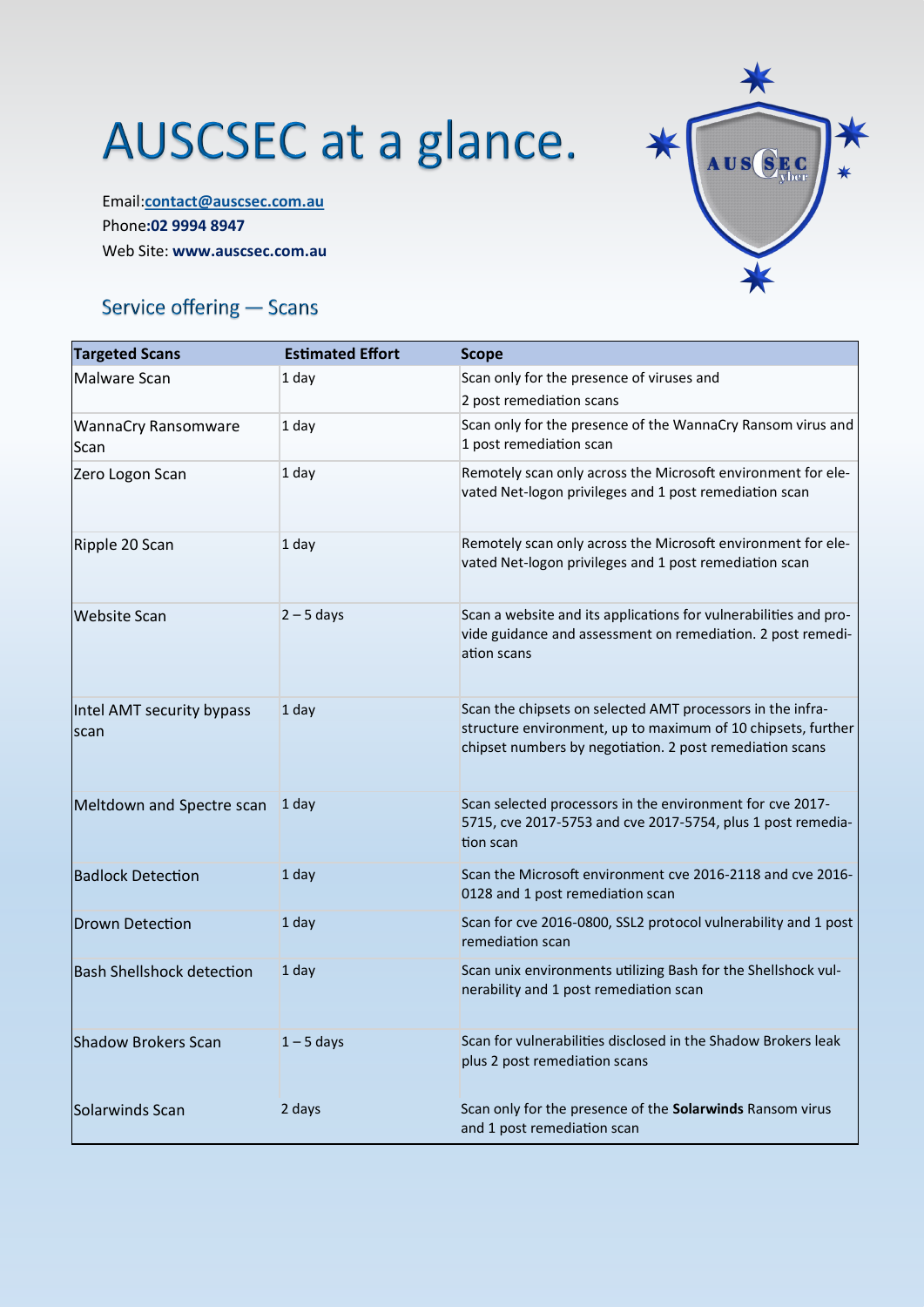# AUSCSEC at a glance.

Email:**contact@auscsec.com.au**
Phone:**02 9994 8947**
Web Site: **www.auscsec.com.au**

## Service offering — Scans

| Targeted Scans | Estimated Effort | Scope |
|---|---|---|
| Malware Scan | 1 day | Scan only for the presence of viruses and 2 post remediation scans |
| WannaCry Ransomware Scan | 1 day | Scan only for the presence of the WannaCry Ransom virus and 1 post remediation scan |
| Zero Logon Scan | 1 day | Remotely scan only across the Microsoft environment for elevated Net-logon privileges and 1 post remediation scan |
| Ripple 20 Scan | 1 day | Remotely scan only across the Microsoft environment for elevated Net-logon privileges and 1 post remediation scan |
| Website Scan | 2 – 5 days | Scan a website and its applications for vulnerabilities and provide guidance and assessment on remediation. 2 post remediation scans |
| Intel AMT security bypass scan | 1 day | Scan the chipsets on selected AMT processors in the infrastructure environment, up to maximum of 10 chipsets, further chipset numbers by negotiation. 2 post remediation scans |
| Meltdown and Spectre scan | 1 day | Scan selected processors in the environment for cve 2017-5715, cve 2017-5753 and cve 2017-5754, plus 1 post remediation scan |
| Badlock Detection | 1 day | Scan the Microsoft environment cve 2016-2118 and cve 2016-0128 and 1 post remediation scan |
| Drown Detection | 1 day | Scan for cve 2016-0800, SSL2 protocol vulnerability and 1 post remediation scan |
| Bash Shellshock detection | 1 day | Scan unix environments utilizing Bash for the Shellshock vulnerability and 1 post remediation scan |
| Shadow Brokers Scan | 1 – 5 days | Scan for vulnerabilities disclosed in the Shadow Brokers leak plus 2 post remediation scans |
| Solarwinds Scan | 2 days | Scan only for the presence of the **Solarwinds** Ransom virus and 1 post remediation scan |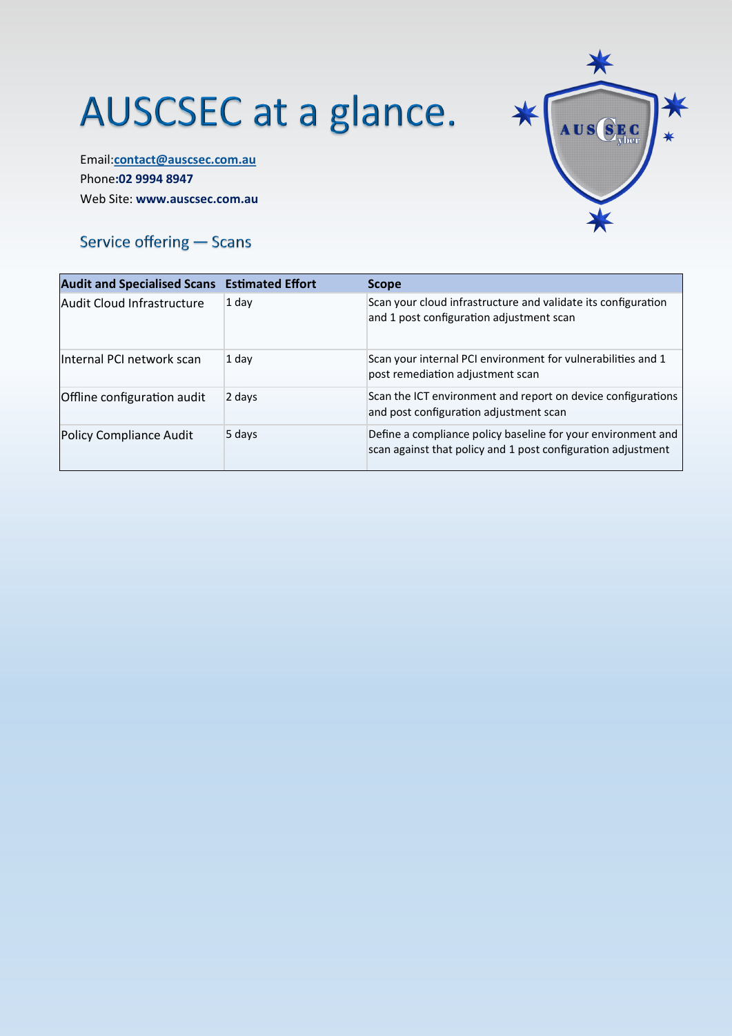# AUSCSEC at a glance.

Email:**contact@auscsec.com.au**
Phone:**02 9994 8947**
Web Site: **www.auscsec.com.au**

## Service offering — Scans

| Audit and Specialised Scans | Estimated Effort | Scope |
| --- | --- | --- |
| Audit Cloud Infrastructure | 1 day | Scan your cloud infrastructure and validate its configuration and 1 post configuration adjustment scan |
| Internal PCI network scan | 1 day | Scan your internal PCI environment for vulnerabilities and 1 post remediation adjustment scan |
| Offline configuration audit | 2 days | Scan the ICT environment and report on device configurations and post configuration adjustment scan |
| Policy Compliance Audit | 5 days | Define a compliance policy baseline for your environment and scan against that policy and 1 post configuration adjustment |